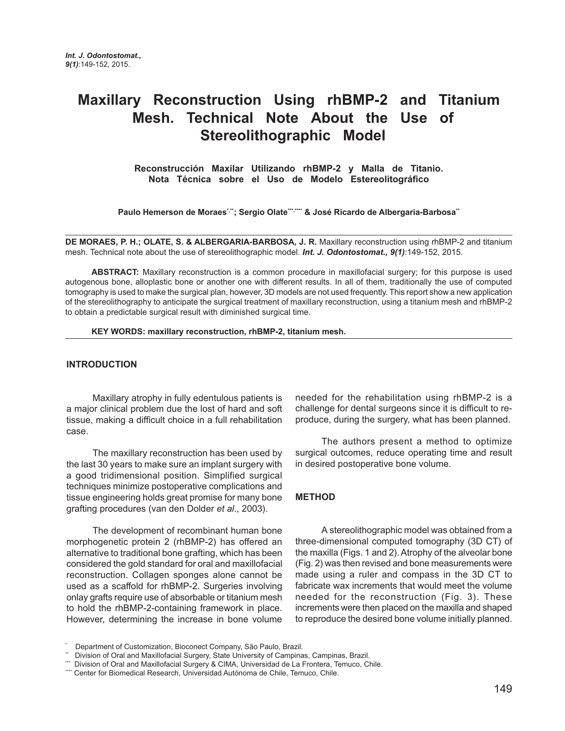# Maxillary Reconstruction Using rhBMP-2 and Titanium Mesh. Technical Note About the Use of Stereolithographic Model

### Reconstrucción Maxilar Utilizando rhBMP-2 y Malla de Titanio. Nota Técnica sobre el Uso de Modelo Estereolitográfico

**Paulo Hemerson de Moraes[*,**]; Sergio Olate[***,****] & José Ricardo de Albergaria-Barbosa[**]**

**DE MORAES, P. H.; OLATE, S. & ALBERGARIA-BARBOSA, J. R.** Maxillary reconstruction using rhBMP-2 and titanium mesh. Technical note about the use of stereolithographic model. ***Int. J. Odontostomat., 9(1)***:149-152, 2015.

**ABSTRACT:** Maxillary reconstruction is a common procedure in maxillofacial surgery; for this purpose is used autogenous bone, alloplastic bone or another one with different results. In all of them, traditionally the use of computed tomography is used to make the surgical plan, however, 3D models are not used frequently. This report show a new application of the stereolithography to anticipate the surgical treatment of maxillary reconstruction, using a titanium mesh and rhBMP-2 to obtain a predictable surgical result with diminished surgical time.

**KEY WORDS: maxillary reconstruction, rhBMP-2, titanium mesh.**

## INTRODUCTION

Maxillary atrophy in fully edentulous patients is a major clinical problem due the lost of hard and soft tissue, making a difficult choice in a full rehabilitation case.

The maxillary reconstruction has been used by the last 30 years to make sure an implant surgery with a good tridimensional position. Simplified surgical techniques minimize postoperative complications and tissue engineering holds great promise for many bone grafting procedures (van den Dolder *et al*., 2003).

The development of recombinant human bone morphogenetic protein 2 (rhBMP-2) has offered an alternative to traditional bone grafting, which has been considered the gold standard for oral and maxillofacial reconstruction. Collagen sponges alone cannot be used as a scaffold for rhBMP-2. Surgeries involving onlay grafts require use of absorbable or titanium mesh to hold the rhBMP-2-containing framework in place. However, determining the increase in bone volume needed for the rehabilitation using rhBMP-2 is a challenge for dental surgeons since it is difficult to reproduce, during the surgery, what has been planned.

The authors present a method to optimize surgical outcomes, reduce operating time and result in desired postoperative bone volume.

## METHOD

A stereolithographic model was obtained from a three-dimensional computed tomography (3D CT) of the maxilla (Figs. 1 and 2). Atrophy of the alveolar bone (Fig. 2) was then revised and bone measurements were made using a ruler and compass in the 3D CT to fabricate wax increments that would meet the volume needed for the reconstruction (Fig. 3). These increments were then placed on the maxilla and shaped to reproduce the desired bone volume initially planned.

[*] Department of Customization, Bioconect Company, São Paulo, Brazil.
[**] Division of Oral and Maxillofacial Surgery, State University of Campinas, Campinas, Brazil.
[***] Division of Oral and Maxillofacial Surgery & CIMA, Universidad de La Frontera, Temuco, Chile.
[****] Center for Biomedical Research, Universidad Autónoma de Chile, Temuco, Chile.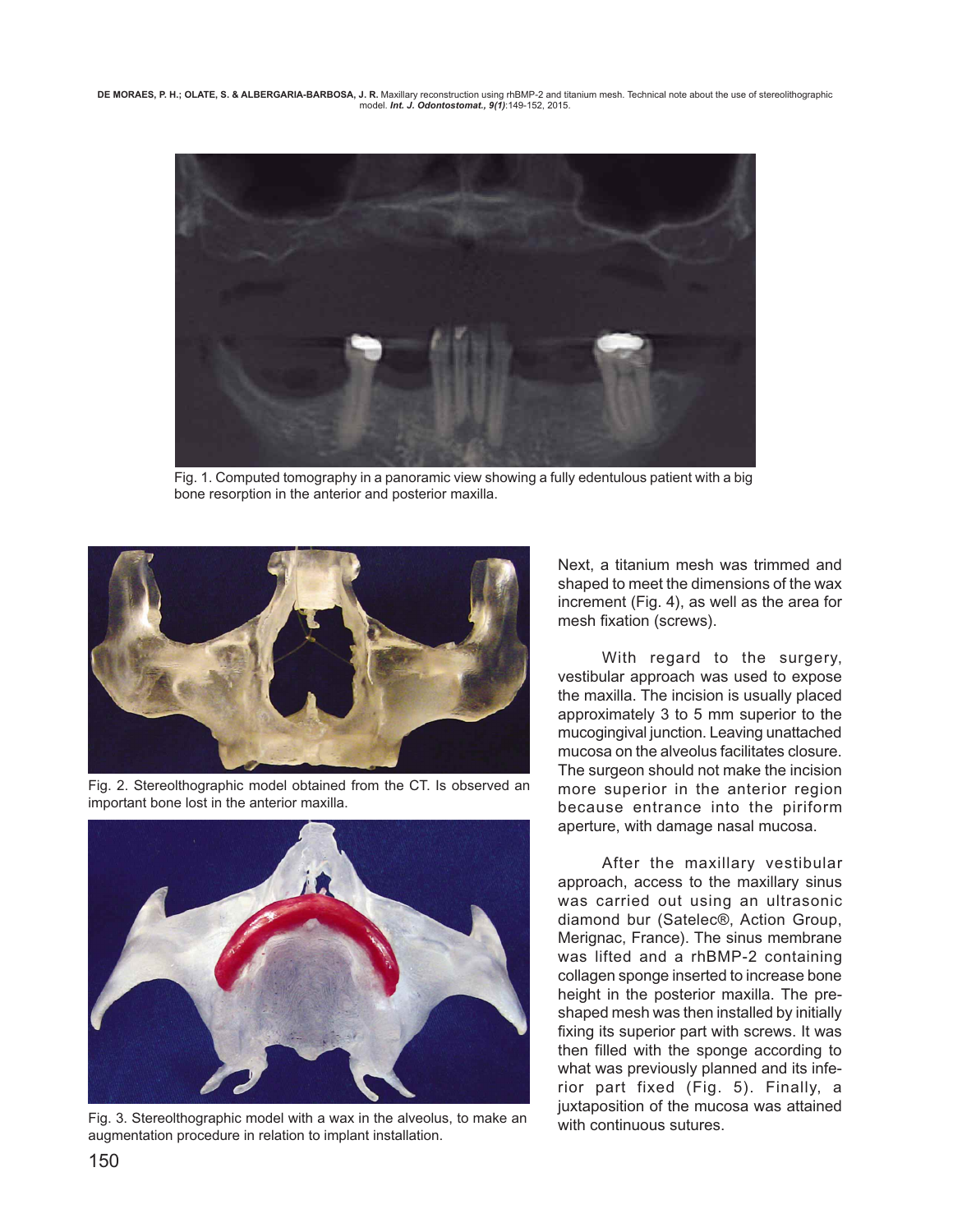Fig. 1. Computed tomography in a panoramic view showing a fully edentulous patient with a big bone resorption in the anterior and posterior maxilla.

Fig. 2. Stereolthographic model obtained from the CT. Is observed an important bone lost in the anterior maxilla.

Fig. 3. Stereolthographic model with a wax in the alveolus, to make an augmentation procedure in relation to implant installation.

Next, a titanium mesh was trimmed and shaped to meet the dimensions of the wax increment (Fig. 4), as well as the area for mesh fixation (screws).

With regard to the surgery, vestibular approach was used to expose the maxilla. The incision is usually placed approximately 3 to 5 mm superior to the mucogingival junction. Leaving unattached mucosa on the alveolus facilitates closure. The surgeon should not make the incision more superior in the anterior region because entrance into the piriform aperture, with damage nasal mucosa.

After the maxillary vestibular approach, access to the maxillary sinus was carried out using an ultrasonic diamond bur (Satelec®, Action Group, Merignac, France). The sinus membrane was lifted and a rhBMP-2 containing collagen sponge inserted to increase bone height in the posterior maxilla. The pre-shaped mesh was then installed by initially fixing its superior part with screws. It was then filled with the sponge according to what was previously planned and its inferior part fixed (Fig. 5). Finally, a juxtaposition of the mucosa was attained with continuous sutures.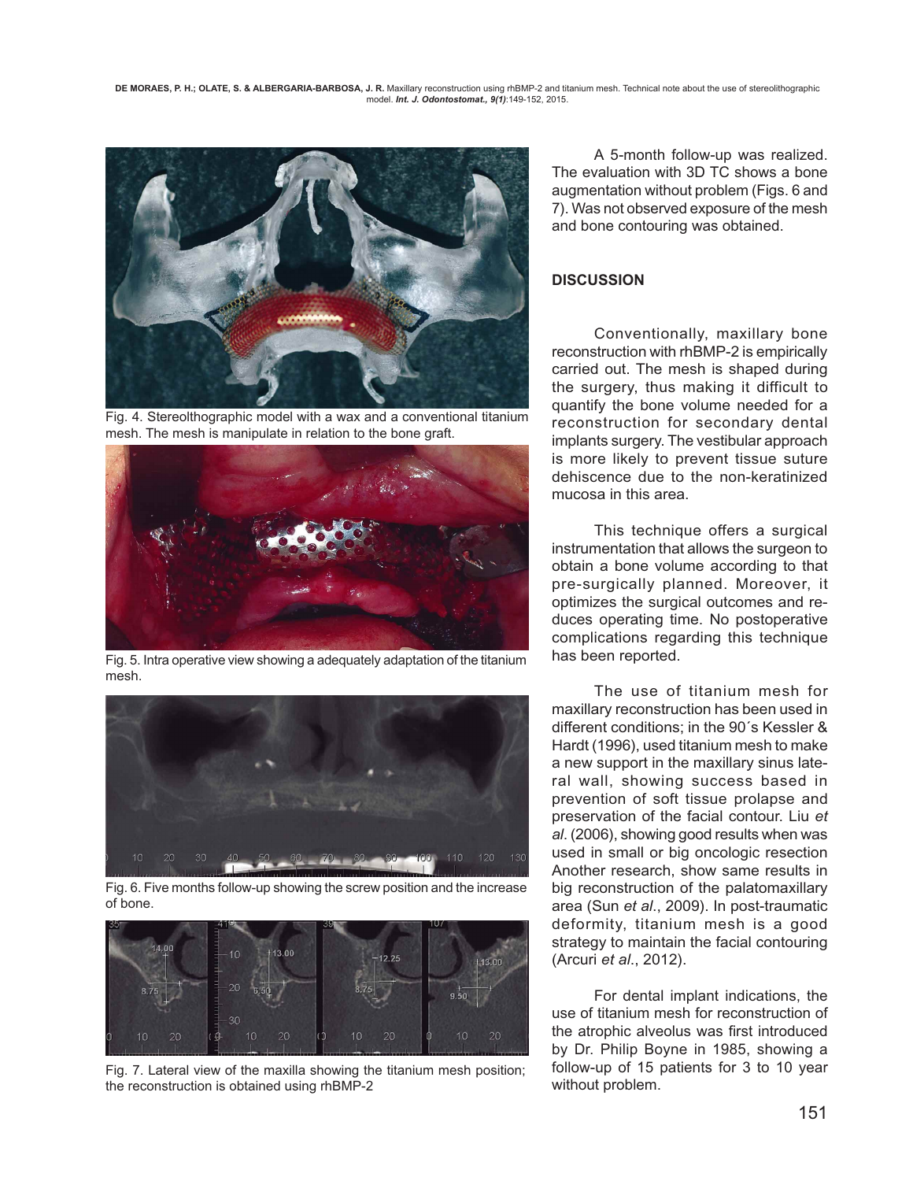Fig. 4. Stereolthographic model with a wax and a conventional titanium mesh. The mesh is manipulate in relation to the bone graft.

Fig. 5. Intra operative view showing a adequately adaptation of the titanium mesh.

Fig. 6. Five months follow-up showing the screw position and the increase of bone.

Fig. 7. Lateral view of the maxilla showing the titanium mesh position; the reconstruction is obtained using rhBMP-2

A 5-month follow-up was realized. The evaluation with 3D TC shows a bone augmentation without problem (Figs. 6 and 7). Was not observed exposure of the mesh and bone contouring was obtained.

## DISCUSSION

Conventionally, maxillary bone reconstruction with rhBMP-2 is empirically carried out. The mesh is shaped during the surgery, thus making it difficult to quantify the bone volume needed for a reconstruction for secondary dental implants surgery. The vestibular approach is more likely to prevent tissue suture dehiscence due to the non-keratinized mucosa in this area.

This technique offers a surgical instrumentation that allows the surgeon to obtain a bone volume according to that pre-surgically planned. Moreover, it optimizes the surgical outcomes and reduces operating time. No postoperative complications regarding this technique has been reported.

The use of titanium mesh for maxillary reconstruction has been used in different conditions; in the 90´s Kessler & Hardt (1996), used titanium mesh to make a new support in the maxillary sinus lateral wall, showing success based in prevention of soft tissue prolapse and preservation of the facial contour. Liu *et al*. (2006), showing good results when was used in small or big oncologic resection Another research, show same results in big reconstruction of the palatomaxillary area (Sun *et al*., 2009). In post-traumatic deformity, titanium mesh is a good strategy to maintain the facial contouring (Arcuri *et al*., 2012).

For dental implant indications, the use of titanium mesh for reconstruction of the atrophic alveolus was first introduced by Dr. Philip Boyne in 1985, showing a follow-up of 15 patients for 3 to 10 year without problem.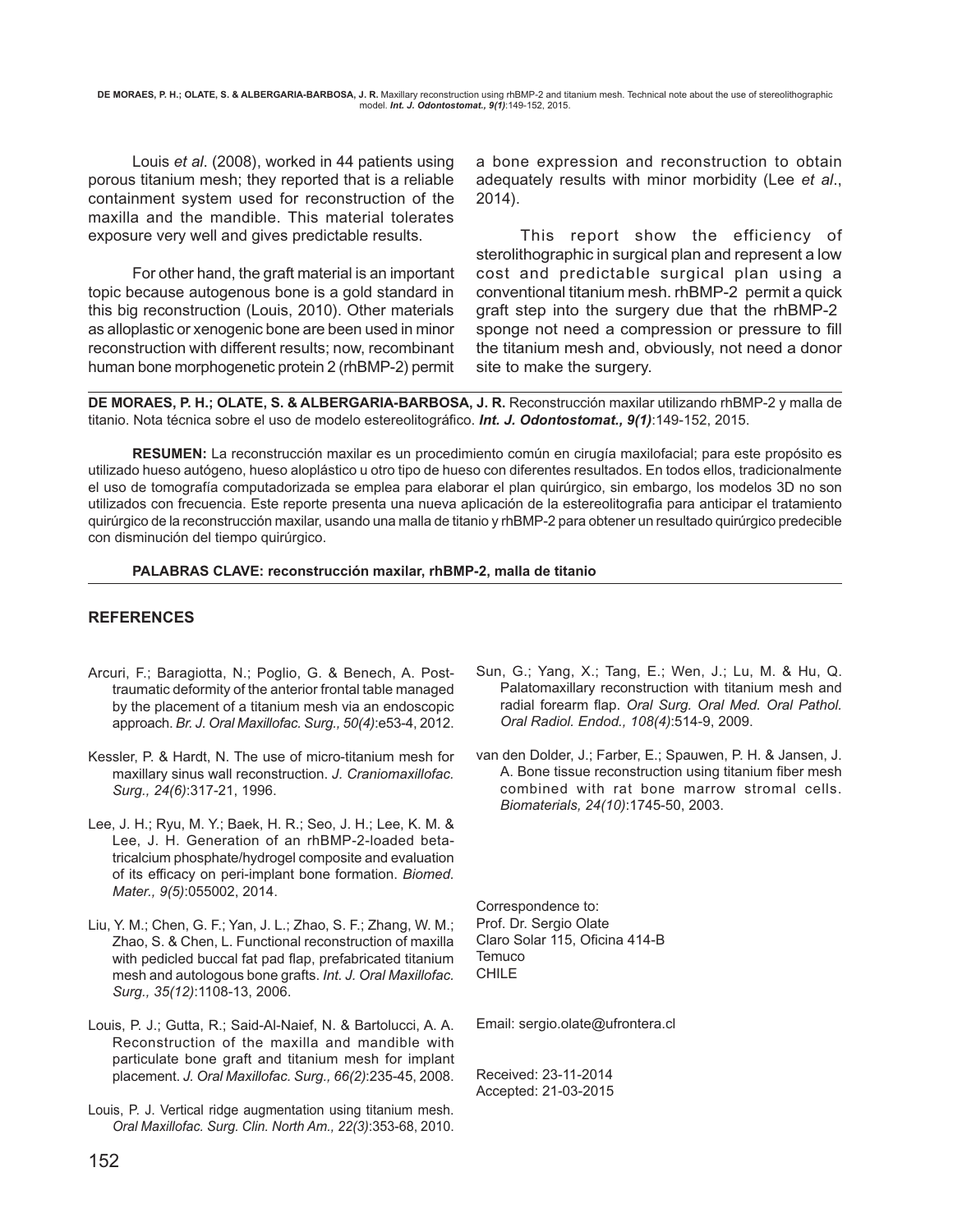Louis *et al*. (2008), worked in 44 patients using porous titanium mesh; they reported that is a reliable containment system used for reconstruction of the maxilla and the mandible. This material tolerates exposure very well and gives predictable results.

For other hand, the graft material is an important topic because autogenous bone is a gold standard in this big reconstruction (Louis, 2010). Other materials as alloplastic or xenogenic bone are been used in minor reconstruction with different results; now, recombinant human bone morphogenetic protein 2 (rhBMP-2) permit a bone expression and reconstruction to obtain adequately results with minor morbidity (Lee *et al*., 2014).

This report show the efficiency of sterolithographic in surgical plan and represent a low cost and predictable surgical plan using a conventional titanium mesh. rhBMP-2 permit a quick graft step into the surgery due that the rhBMP-2 sponge not need a compression or pressure to fill the titanium mesh and, obviously, not need a donor site to make the surgery.

**DE MORAES, P. H.; OLATE, S. & ALBERGARIA-BARBOSA, J. R.** Reconstrucción maxilar utilizando rhBMP-2 y malla de titanio. Nota técnica sobre el uso de modelo estereolitográfico. ***Int. J. Odontostomat., 9(1)***:149-152, 2015.

**RESUMEN:** La reconstrucción maxilar es un procedimiento común en cirugía maxilofacial; para este propósito es utilizado hueso autógeno, hueso aloplástico u otro tipo de hueso con diferentes resultados. En todos ellos, tradicionalmente el uso de tomografía computadorizada se emplea para elaborar el plan quirúrgico, sin embargo, los modelos 3D no son utilizados con frecuencia. Este reporte presenta una nueva aplicación de la estereolitografia para anticipar el tratamiento quirúrgico de la reconstrucción maxilar, usando una malla de titanio y rhBMP-2 para obtener un resultado quirúrgico predecible con disminución del tiempo quirúrgico.

**PALABRAS CLAVE: reconstrucción maxilar, rhBMP-2, malla de titanio**

## REFERENCES

Arcuri, F.; Baragiotta, N.; Poglio, G. & Benech, A. Post-traumatic deformity of the anterior frontal table managed by the placement of a titanium mesh via an endoscopic approach. *Br. J. Oral Maxillofac. Surg., 50(4)*:e53-4, 2012.

Kessler, P. & Hardt, N. The use of micro-titanium mesh for maxillary sinus wall reconstruction. *J. Craniomaxillofac. Surg., 24(6)*:317-21, 1996.

Lee, J. H.; Ryu, M. Y.; Baek, H. R.; Seo, J. H.; Lee, K. M. & Lee, J. H. Generation of an rhBMP-2-loaded beta-tricalcium phosphate/hydrogel composite and evaluation of its efficacy on peri-implant bone formation. *Biomed. Mater., 9(5)*:055002, 2014.

Liu, Y. M.; Chen, G. F.; Yan, J. L.; Zhao, S. F.; Zhang, W. M.; Zhao, S. & Chen, L. Functional reconstruction of maxilla with pedicled buccal fat pad flap, prefabricated titanium mesh and autologous bone grafts. *Int. J. Oral Maxillofac. Surg., 35(12)*:1108-13, 2006.

Louis, P. J.; Gutta, R.; Said-Al-Naief, N. & Bartolucci, A. A. Reconstruction of the maxilla and mandible with particulate bone graft and titanium mesh for implant placement. *J. Oral Maxillofac. Surg., 66(2)*:235-45, 2008.

Louis, P. J. Vertical ridge augmentation using titanium mesh. *Oral Maxillofac. Surg. Clin. North Am., 22(3)*:353-68, 2010.

Sun, G.; Yang, X.; Tang, E.; Wen, J.; Lu, M. & Hu, Q. Palatomaxillary reconstruction with titanium mesh and radial forearm flap. *Oral Surg. Oral Med. Oral Pathol. Oral Radiol. Endod., 108(4)*:514-9, 2009.

van den Dolder, J.; Farber, E.; Spauwen, P. H. & Jansen, J. A. Bone tissue reconstruction using titanium fiber mesh combined with rat bone marrow stromal cells. *Biomaterials, 24(10)*:1745-50, 2003.

Correspondence to:
Prof. Dr. Sergio Olate
Claro Solar 115, Oficina 414-B
Temuco
CHILE

Email: sergio.olate@ufrontera.cl

Received: 23-11-2014
Accepted: 21-03-2015